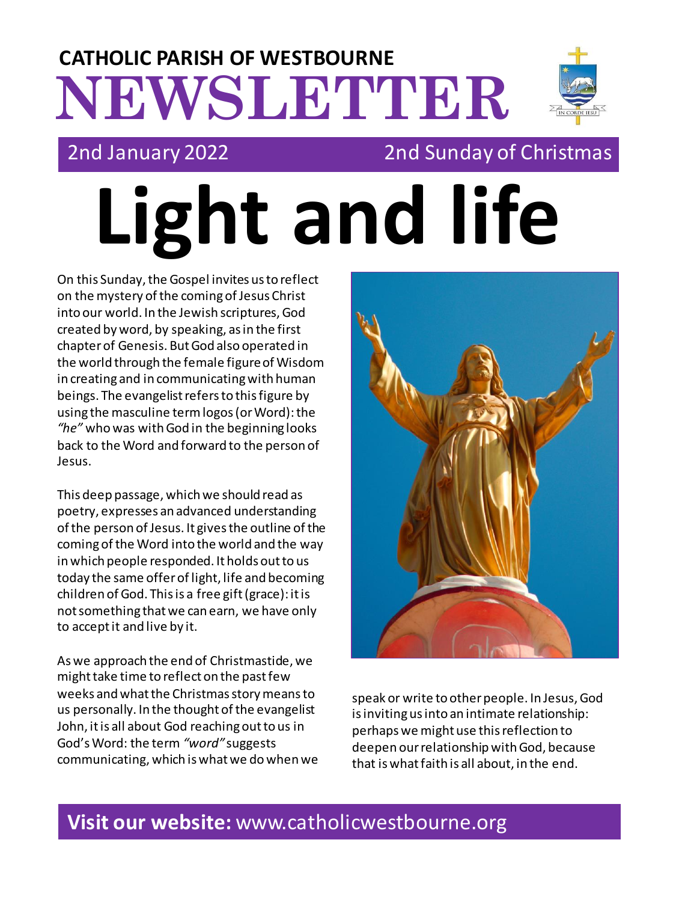# CATHOLIC PARISH OF WESTBOURNE

# NEWSLETTER

2nd January 2022 — 2nd Sunday of Christmas

# Light and life

On this Sunday, the Gospel invites us to reflect on the mystery of the coming of Jesus Christ into our world. In the Jewish scriptures, God created by word, by speaking, as in the first chapter of Genesis. But God also operated in the world through the female figure of Wisdom in creating and in communicating with human beings. The evangelist refers to this figure by using the masculine term logos (or Word): the *"he"* who was with God in the beginning looks back to the Word and forward to the person of Jesus.

This deep passage, which we should read as poetry, expresses an advanced understanding of the person of Jesus. It gives the outline of the coming of the Word into the world and the way in which people responded. It holds out to us today the same offer of light, life and becoming children of God. This is a free gift (grace): it is not something that we can earn, we have only to accept it and live by it.

As we approach the end of Christmastide, we might take time to reflect on the past few weeks and what the Christmas story means to us personally. In the thought of the evangelist John, it is all about God reaching out to us in God's Word: the term *"word"* suggests communicating, which is what we do when we speak or write to other people. In Jesus, God is inviting us into an intimate relationship: perhaps we might use this reflection to deepen our relationship with God, because that is what faith is all about, in the end.

**Visit our website:** www.catholicwestbourne.org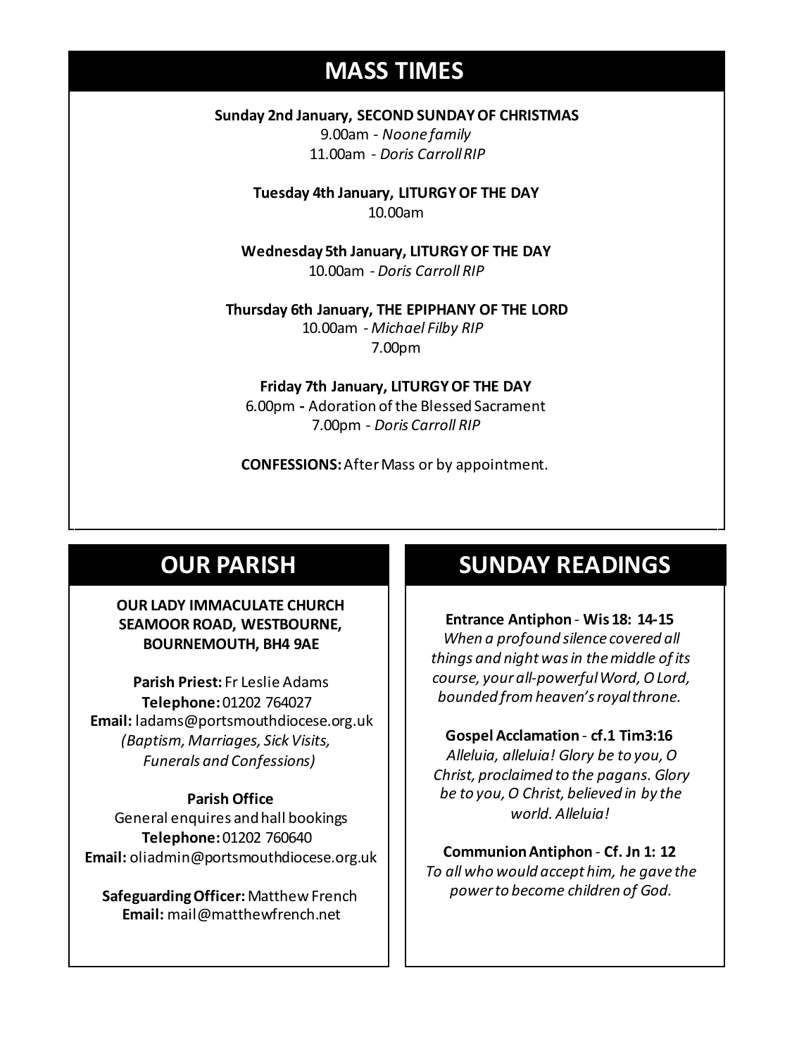## MASS TIMES

**Sunday 2nd January, SECOND SUNDAY OF CHRISTMAS**
9.00am - *Noone family*
11.00am - *Doris Carroll RIP*

**Tuesday 4th January, LITURGY OF THE DAY**
10.00am

**Wednesday 5th January, LITURGY OF THE DAY**
10.00am - *Doris Carroll RIP*

**Thursday 6th January, THE EPIPHANY OF THE LORD**
10.00am - *Michael Filby RIP*
7.00pm

**Friday 7th January, LITURGY OF THE DAY**
6.00pm - Adoration of the Blessed Sacrament
7.00pm - *Doris Carroll RIP*

**CONFESSIONS:** After Mass or by appointment.

## OUR PARISH

**OUR LADY IMMACULATE CHURCH**
**SEAMOOR ROAD, WESTBOURNE,**
**BOURNEMOUTH, BH4 9AE**

**Parish Priest:** Fr Leslie Adams
**Telephone:** 01202 764027
**Email:** ladams@portsmouthdiocese.org.uk
*(Baptism, Marriages, Sick Visits, Funerals and Confessions)*

**Parish Office**
General enquires and hall bookings
**Telephone:** 01202 760640
**Email:** oliadmin@portsmouthdiocese.org.uk

**Safeguarding Officer:** Matthew French
**Email:** mail@matthewfrench.net

## SUNDAY READINGS

**Entrance Antiphon** - **Wis 18: 14-15**
*When a profound silence covered all things and night was in the middle of its course, your all-powerful Word, O Lord, bounded from heaven's royal throne.*

**Gospel Acclamation** - **cf.1 Tim3:16**
*Alleluia, alleluia! Glory be to you, O Christ, proclaimed to the pagans. Glory be to you, O Christ, believed in by the world. Alleluia!*

**Communion Antiphon** - **Cf. Jn 1: 12**
*To all who would accept him, he gave the power to become children of God.*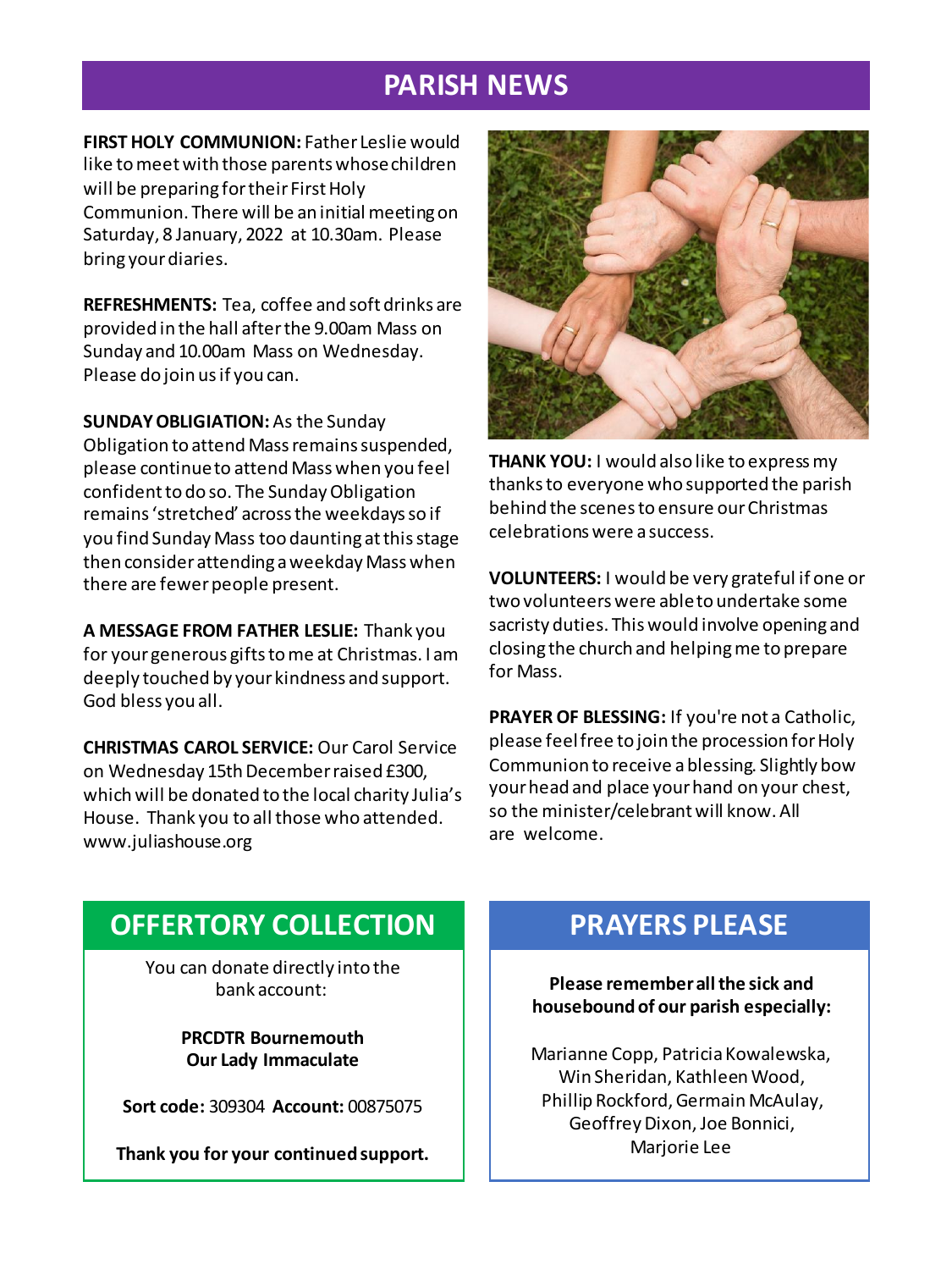# PARISH NEWS

**FIRST HOLY COMMUNION:** Father Leslie would like to meet with those parents whose children will be preparing for their First Holy Communion. There will be an initial meeting on Saturday, 8 January, 2022 at 10.30am. Please bring your diaries.

**REFRESHMENTS:** Tea, coffee and soft drinks are provided in the hall after the 9.00am Mass on Sunday and 10.00am Mass on Wednesday. Please do join us if you can.

**SUNDAY OBLIGATION:** As the Sunday Obligation to attend Mass remains suspended, please continue to attend Mass when you feel confident to do so. The Sunday Obligation remains 'stretched' across the weekdays so if you find Sunday Mass too daunting at this stage then consider attending a weekday Mass when there are fewer people present.

**A MESSAGE FROM FATHER LESLIE:** Thank you for your generous gifts to me at Christmas. I am deeply touched by your kindness and support. God bless you all.

**CHRISTMAS CAROL SERVICE:** Our Carol Service on Wednesday 15th December raised £300, which will be donated to the local charity Julia's House. Thank you to all those who attended. www.juliashouse.org

**THANK YOU:** I would also like to express my thanks to everyone who supported the parish behind the scenes to ensure our Christmas celebrations were a success.

**VOLUNTEERS:** I would be very grateful if one or two volunteers were able to undertake some sacristy duties. This would involve opening and closing the church and helping me to prepare for Mass.

**PRAYER OF BLESSING:** If you're not a Catholic, please feel free to join the procession for Holy Communion to receive a blessing. Slightly bow your head and place your hand on your chest, so the minister/celebrant will know. All are welcome.

## OFFERTORY COLLECTION

You can donate directly into the bank account:

**PRCDTR Bournemouth**
**Our Lady Immaculate**

**Sort code:** 309304 **Account:** 00875075

**Thank you for your continued support.**

## PRAYERS PLEASE

**Please remember all the sick and housebound of our parish especially:**

Marianne Copp, Patricia Kowalewska, Win Sheridan, Kathleen Wood, Phillip Rockford, Germain McAulay, Geoffrey Dixon, Joe Bonnici, Marjorie Lee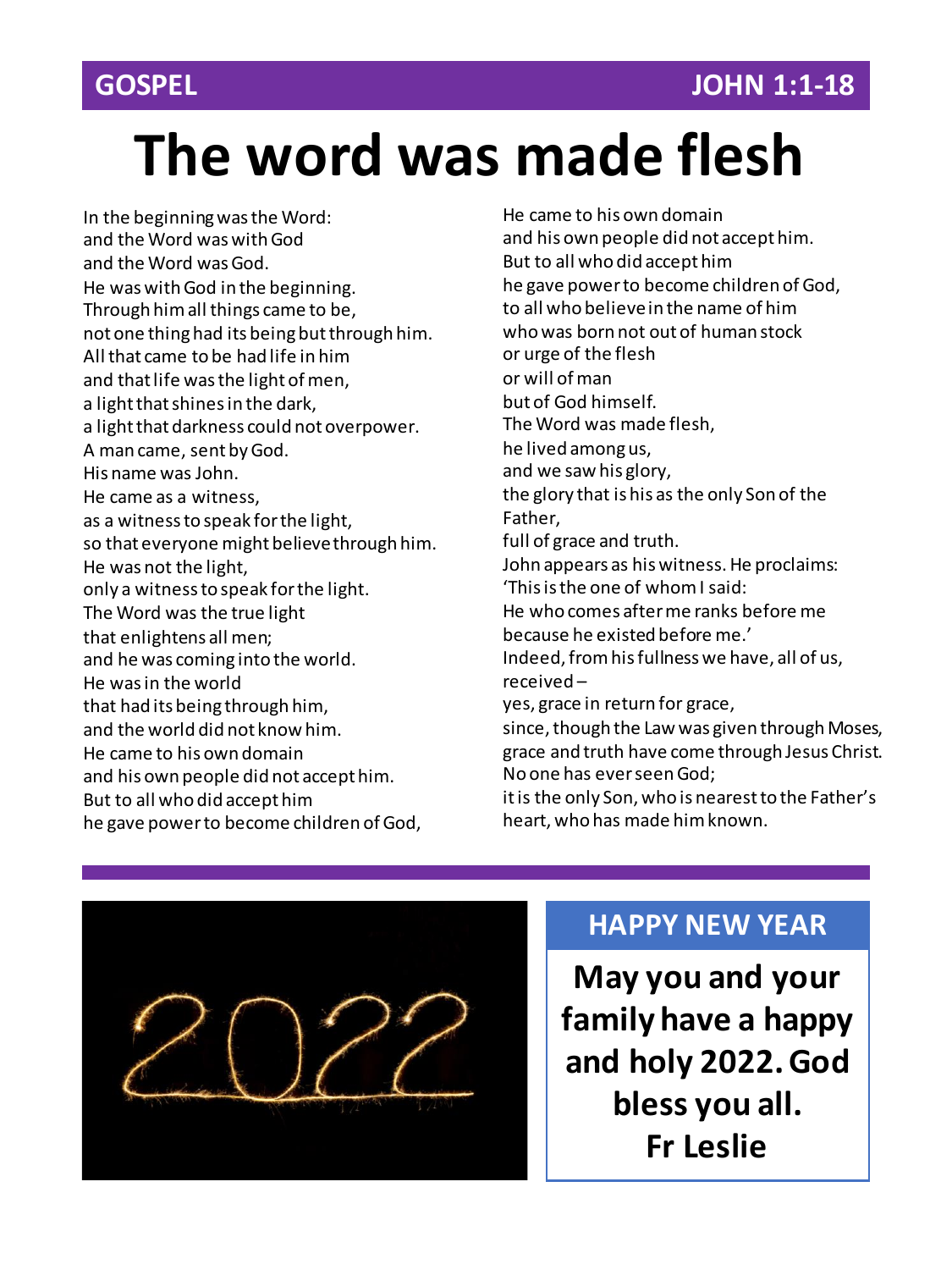**GOSPEL** **JOHN 1:1-18**

# The word was made flesh

In the beginning was the Word:
and the Word was with God
and the Word was God.
He was with God in the beginning.
Through him all things came to be,
not one thing had its being but through him.
All that came to be had life in him
and that life was the light of men,
a light that shines in the dark,
a light that darkness could not overpower.
A man came, sent by God.
His name was John.
He came as a witness,
as a witness to speak for the light,
so that everyone might believe through him.
He was not the light,
only a witness to speak for the light.
The Word was the true light
that enlightens all men;
and he was coming into the world.
He was in the world
that had its being through him,
and the world did not know him.
He came to his own domain
and his own people did not accept him.
But to all who did accept him
he gave power to become children of God,

He came to his own domain
and his own people did not accept him.
But to all who did accept him
he gave power to become children of God,
to all who believe in the name of him
who was born not out of human stock
or urge of the flesh
or will of man
but of God himself.
The Word was made flesh,
he lived among us,
and we saw his glory,
the glory that is his as the only Son of the Father,
full of grace and truth.
John appears as his witness. He proclaims:
'This is the one of whom I said:
He who comes after me ranks before me
because he existed before me.'
Indeed, from his fullness we have, all of us, received –
yes, grace in return for grace,
since, though the Law was given through Moses,
grace and truth have come through Jesus Christ.
No one has ever seen God;
it is the only Son, who is nearest to the Father's heart, who has made him known.

## HAPPY NEW YEAR

**May you and your family have a happy and holy 2022. God bless you all.**
**Fr Leslie**